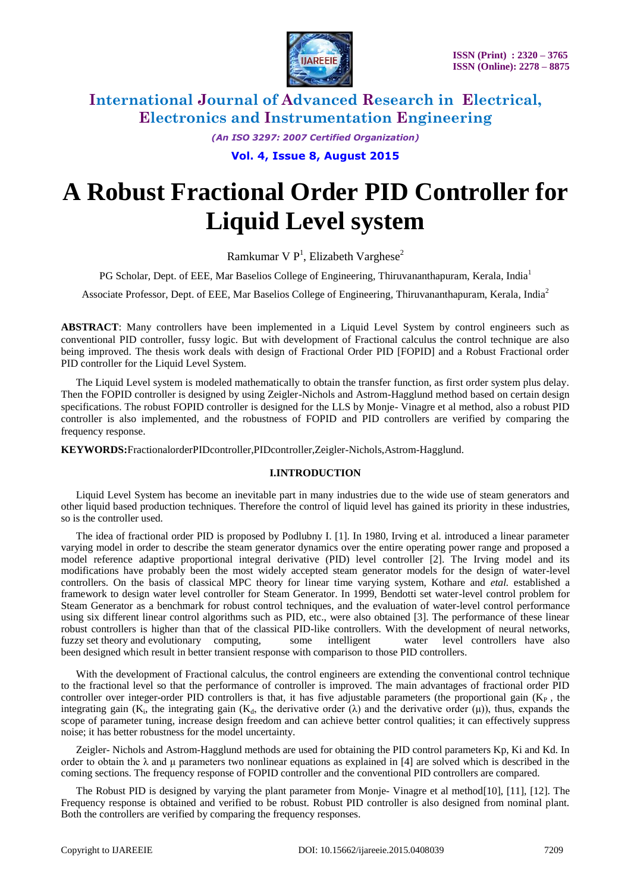# A Robust Fractional Order PID Controller for Liquid Level system

Ramkumar V P[1], Elizabeth Varghese[2]

PG Scholar, Dept. of EEE, Mar Baselios College of Engineering, Thiruvananthapuram, Kerala, India[1]

Associate Professor, Dept. of EEE, Mar Baselios College of Engineering, Thiruvananthapuram, Kerala, India[2]

**ABSTRACT**: Many controllers have been implemented in a Liquid Level System by control engineers such as conventional PID controller, fussy logic. But with development of Fractional calculus the control technique are also being improved. The thesis work deals with design of Fractional Order PID [FOPID] and a Robust Fractional order PID controller for the Liquid Level System.

The Liquid Level system is modeled mathematically to obtain the transfer function, as first order system plus delay. Then the FOPID controller is designed by using Zeigler-Nichols and Astrom-Hagglund method based on certain design specifications. The robust FOPID controller is designed for the LLS by Monje- Vinagre et al method, also a robust PID controller is also implemented, and the robustness of FOPID and PID controllers are verified by comparing the frequency response.

**KEYWORDS:**FractionalorderPIDcontroller,PIDcontroller,Zeigler-Nichols,Astrom-Hagglund.

## I.INTRODUCTION

Liquid Level System has become an inevitable part in many industries due to the wide use of steam generators and other liquid based production techniques. Therefore the control of liquid level has gained its priority in these industries, so is the controller used.

The idea of fractional order PID is proposed by Podlubny I. [1]. In 1980, Irving et al. introduced a linear parameter varying model in order to describe the steam generator dynamics over the entire operating power range and proposed a model reference adaptive proportional integral derivative (PID) level controller [2]. The Irving model and its modifications have probably been the most widely accepted steam generator models for the design of water-level controllers. On the basis of classical MPC theory for linear time varying system, Kothare and *etal.* established a framework to design water level controller for Steam Generator. In 1999, Bendotti set water-level control problem for Steam Generator as a benchmark for robust control techniques, and the evaluation of water-level control performance using six different linear control algorithms such as PID, etc., were also obtained [3]. The performance of these linear robust controllers is higher than that of the classical PID-like controllers. With the development of neural networks, fuzzy set theory and evolutionary computing, some intelligent water level controllers have also been designed which result in better transient response with comparison to those PID controllers.

With the development of Fractional calculus, the control engineers are extending the conventional control technique to the fractional level so that the performance of controller is improved. The main advantages of fractional order PID controller over integer-order PID controllers is that, it has five adjustable parameters (the proportional gain ($K_P$ , the integrating gain ($K_i$, the integrating gain ($K_d$, the derivative order ($\lambda$) and the derivative order ($\mu$)), thus, expands the scope of parameter tuning, increase design freedom and can achieve better control qualities; it can effectively suppress noise; it has better robustness for the model uncertainty.

Zeigler- Nichols and Astrom-Hagglund methods are used for obtaining the PID control parameters Kp, Ki and Kd. In order to obtain the $\lambda$ and $\mu$ parameters two nonlinear equations as explained in [4] are solved which is described in the coming sections. The frequency response of FOPID controller and the conventional PID controllers are compared.

The Robust PID is designed by varying the plant parameter from Monje- Vinagre et al method[10], [11], [12]. The Frequency response is obtained and verified to be robust. Robust PID controller is also designed from nominal plant. Both the controllers are verified by comparing the frequency responses.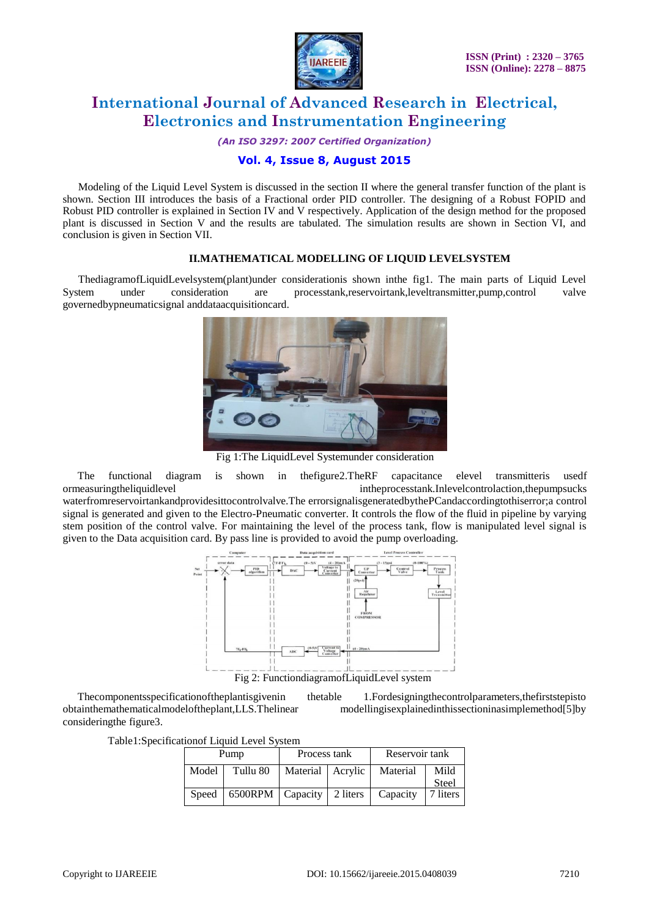Modeling of the Liquid Level System is discussed in the section II where the general transfer function of the plant is shown. Section III introduces the basis of a Fractional order PID controller. The designing of a Robust FOPID and Robust PID controller is explained in Section IV and V respectively. Application of the design method for the proposed plant is discussed in Section V and the results are tabulated. The simulation results are shown in Section VI, and conclusion is given in Section VII.

## II.MATHEMATICAL MODELLING OF LIQUID LEVELSYSTEM

ThediagramofLiquidLevelsystem(plant)under considerationis shown inthe fig1. The main parts of Liquid Level System under consideration are processtank,reservoirtank,leveltransmitter,pump,control valve governedbypneumaticsignal anddataacquisitioncard.

Fig 1:The LiquidLevel Systemunder consideration

The functional diagram is shown in thefigure2.TheRF capacitance elevel transmitteris usedf ormeasuringtheliquidlevel intheprocesstank.Inlevelcontrolaction,thepumpsucks waterfromreservoirtankandprovidesittocontrolvalve.The errorsignalisgeneratedbythePCandaccordingtothiserror;a control signal is generated and given to the Electro-Pneumatic converter. It controls the flow of the fluid in pipeline by varying stem position of the control valve. For maintaining the level of the process tank, flow is manipulated level signal is given to the Data acquisition card. By pass line is provided to avoid the pump overloading.

Fig 2: FunctiondiagramofLiquidLevel system

Thecomponentsspecificationoftheplantisgivenin thetable 1.Fordesigningthecontrolparameters,thefirststepisto obtainthemathematicalmodeloftheplant,LLS.Thelinear modellingisexplainedinthissectioninasimplemethod[5]by consideringthe figure3.

Table1:Specificationof Liquid Level System

| Pump | | Process tank | | Reservoir tank | |
|---|---|---|---|---|---|
| Model | Tullu 80 | Material | Acrylic | Material | Mild Steel |
| Speed | 6500RPM | Capacity | 2 liters | Capacity | 7 liters |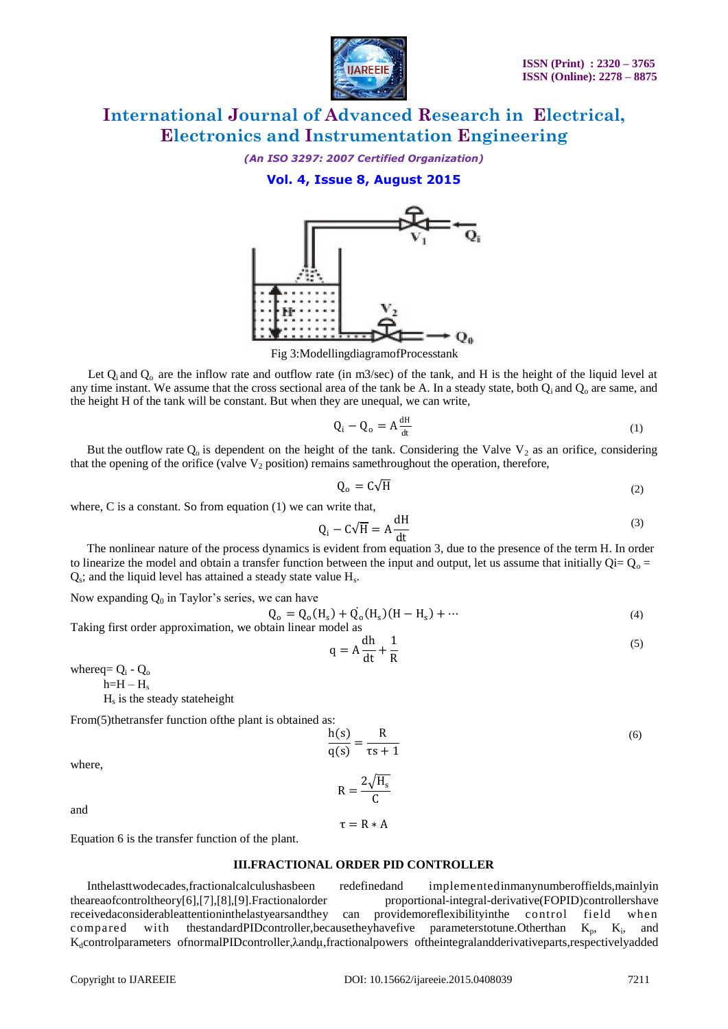Fig 3:ModellingdiagramofProcesstank

Let $Q_i$ and $Q_o$ are the inflow rate and outflow rate (in m3/sec) of the tank, and H is the height of the liquid level at any time instant. We assume that the cross sectional area of the tank be A. In a steady state, both $Q_i$ and $Q_o$ are same, and the height H of the tank will be constant. But when they are unequal, we can write,

$$Q_i - Q_o = A\frac{dH}{dt} \tag{1}$$

But the outflow rate $Q_o$ is dependent on the height of the tank. Considering the Valve $V_2$ as an orifice, considering that the opening of the orifice (valve $V_2$ position) remains samethroughout the operation, therefore,

$$Q_o = C\sqrt{H} \tag{2}$$

where, C is a constant. So from equation (1) we can write that,

$$Q_i - C\sqrt{H} = A\frac{dH}{dt} \tag{3}$$

The nonlinear nature of the process dynamics is evident from equation 3, due to the presence of the term H. In order to linearize the model and obtain a transfer function between the input and output, let us assume that initially Qi= $Q_o$ = $Q_s$; and the liquid level has attained a steady state value $H_s$.

Now expanding $Q_0$ in Taylor's series, we can have

$$Q_o = Q_o(H_s) + \dot{Q}_o(H_s)(H - H_s) + \cdots \tag{4}$$

Taking first order approximation, we obtain linear model as

$$q = A\frac{dh}{dt} + \frac{1}{R} \tag{5}$$

whereq= $Q_i$ - $Q_o$

h=H – $H_s$

$H_s$ is the steady stateheight

From(5)thetransfer function ofthe plant is obtained as:

$$\frac{h(s)}{q(s)} = \frac{R}{\tau s + 1} \tag{6}$$

where,

$$R = \frac{2\sqrt{H_s}}{C}$$

and

$$\tau = R * A$$

Equation 6 is the transfer function of the plant.

## III.FRACTIONAL ORDER PID CONTROLLER

Inthelasttwodecades,fractionalcalculushasbeen redefinedand implementedinmanynumberoffields,mainlyin theareaofcontroltheory[6],[7],[8],[9].Fractionalorder proportional-integral-derivative(FOPID)controllershave receivedaconsiderableattentioninthelastyearsandthey can providemoreflexibilityinthe control field when compared with thestandardPIDcontroller,becausetheyhavefive parameterstotune.Otherthan $K_p$, $K_i$, and $K_d$controlparameters ofnormalPIDcontroller,λandμ,fractionalpowers oftheintegralandderivativeparts,respectivelyadded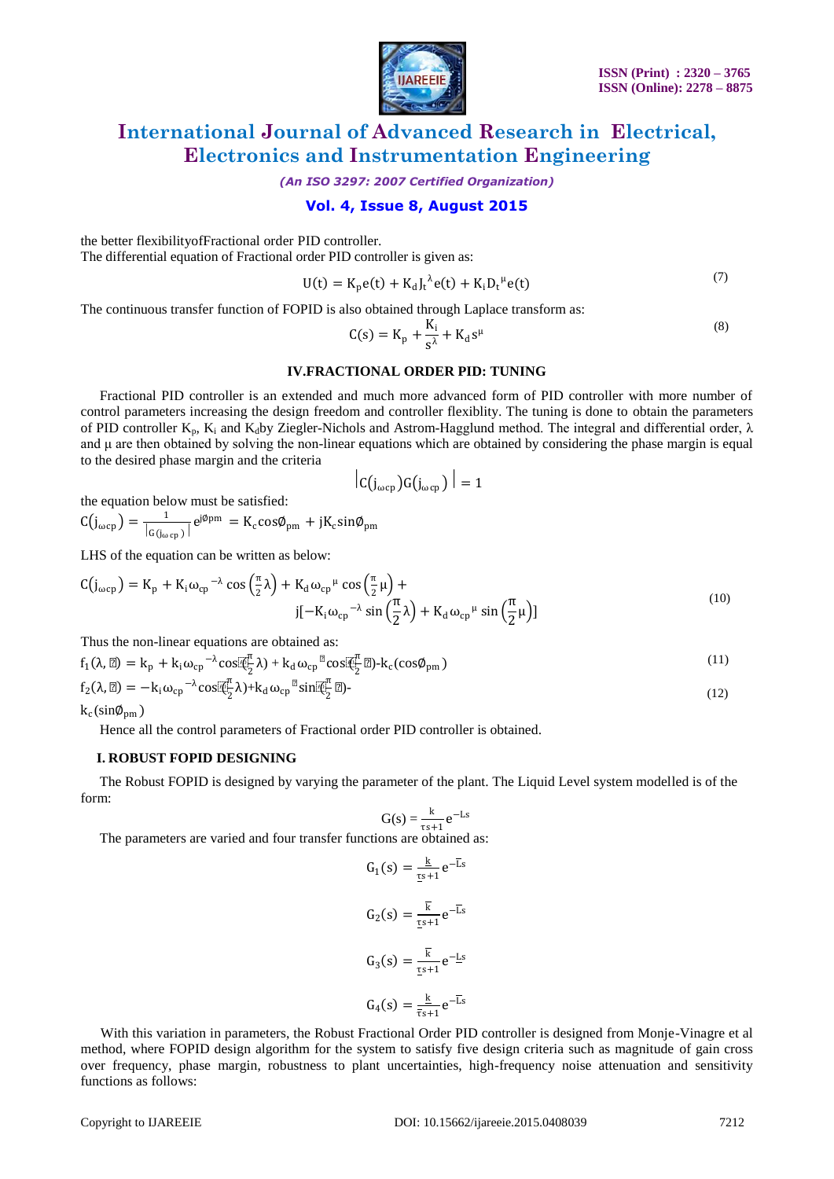the better flexibilityofFractional order PID controller.
The differential equation of Fractional order PID controller is given as:

$$U(t) = K_p e(t) + K_d J_t^{\lambda} e(t) + K_i D_t^{\mu} e(t) \tag{7}$$

The continuous transfer function of FOPID is also obtained through Laplace transform as:

$$C(s) = K_p + \frac{K_i}{s^{\lambda}} + K_d s^{\mu} \tag{8}$$

### IV.FRACTIONAL ORDER PID: TUNING

Fractional PID controller is an extended and much more advanced form of PID controller with more number of control parameters increasing the design freedom and controller flexiblity. The tuning is done to obtain the parameters of PID controller $K_p$, $K_i$ and $K_d$by Ziegler-Nichols and Astrom-Hagglund method. The integral and differential order, λ and μ are then obtained by solving the non-linear equations which are obtained by considering the phase margin is equal to the desired phase margin and the criteria

$$\left|C(j_{\omega cp})G(j_{\omega cp})\right| = 1$$

the equation below must be satisfied:

$$C(j_{\omega cp}) = \frac{1}{\left|G(j_{\omega cp})\right|} e^{j\emptyset pm} = K_c \cos\emptyset_{pm} + jK_c \sin\emptyset_{pm}$$

LHS of the equation can be written as below:

$$C(j_{\omega cp}) = K_p + K_i \omega_{cp}{}^{-\lambda} \cos\left(\frac{\pi}{2}\lambda\right) + K_d \omega_{cp}{}^{\mu} \cos\left(\frac{\pi}{2}\mu\right) + j\left[-K_i \omega_{cp}{}^{-\lambda} \sin\left(\frac{\pi}{2}\lambda\right) + K_d \omega_{cp}{}^{\mu} \sin\left(\frac{\pi}{2}\mu\right)\right] \tag{10}$$

Thus the non-linear equations are obtained as:

$$f_1(\lambda, \mu) = k_p + k_i \omega_{cp}{}^{-\lambda} \cos\left(\frac{\pi}{2}\lambda\right) + k_d \omega_{cp}{}^{\mu} \cos\left(\frac{\pi}{2}\mu\right) - k_c(\cos\emptyset_{pm}) \tag{11}$$

$$f_2(\lambda, \mu) = -k_i \omega_{cp}{}^{-\lambda} \cos\left(\frac{\pi}{2}\lambda\right) + k_d \omega_{cp}{}^{\mu} \sin\left(\frac{\pi}{2}\mu\right) - k_c(\sin\emptyset_{pm}) \tag{12}$$

Hence all the control parameters of Fractional order PID controller is obtained.

### I. ROBUST FOPID DESIGNING

The Robust FOPID is designed by varying the parameter of the plant. The Liquid Level system modelled is of the form:

$$G(s) = \frac{k}{\tau s+1} e^{-Ls}$$

The parameters are varied and four transfer functions are obtained as:

$$G_1(s) = \frac{\underline{k}}{\underline{\tau} s+1} e^{-\overline{L}s}$$

$$G_2(s) = \frac{\overline{k}}{\underline{\tau} s+1} e^{-\overline{L}s}$$

$$G_3(s) = \frac{\overline{k}}{\underline{\tau} s+1} e^{-\underline{L}s}$$

$$G_4(s) = \frac{\underline{k}}{\overline{\tau} s+1} e^{-\overline{L}s}$$

With this variation in parameters, the Robust Fractional Order PID controller is designed from Monje-Vinagre et al method, where FOPID design algorithm for the system to satisfy five design criteria such as magnitude of gain cross over frequency, phase margin, robustness to plant uncertainties, high-frequency noise attenuation and sensitivity functions as follows: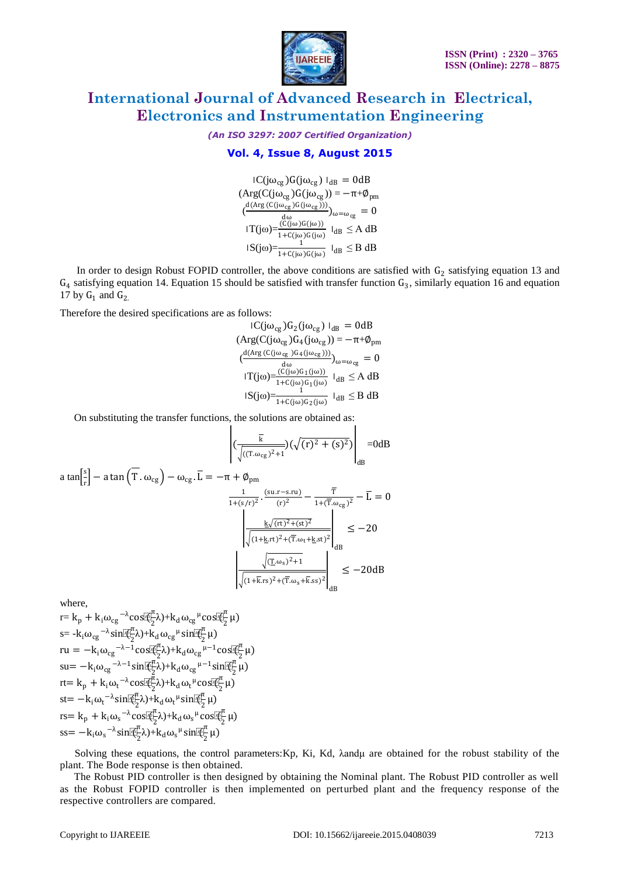$$|C(j\omega_{cg})G(j\omega_{cg})|_{dB} = 0dB$$
$$(Arg(C(j\omega_{cg})G(j\omega_{cg})) = -\pi + \emptyset_{pm}$$
$$\left(\frac{d(Arg(C(j\omega_{cg})G(j\omega_{cg})))}{d\omega}\right)_{\omega=\omega_{cg}} = 0$$
$$|T(j\omega)=\frac{(C(j\omega)G(j\omega))}{1+C(j\omega)G(j\omega)}|_{dB} \leq A\ dB$$
$$|S(j\omega)=\frac{1}{1+C(j\omega)G(j\omega)}|_{dB} \leq B\ dB$$

In order to design Robust FOPID controller, the above conditions are satisfied with $G_2$ satisfying equation 13 and $G_4$ satisfying equation 14. Equation 15 should be satisfied with transfer function $G_3$, similarly equation 16 and equation 17 by $G_1$ and $G_2$.

Therefore the desired specifications are as follows:

$$|C(j\omega_{cg})G_2(j\omega_{cg})|_{dB} = 0dB$$
$$(Arg(C(j\omega_{cg})G_4(j\omega_{cg})) = -\pi + \emptyset_{pm}$$
$$\left(\frac{d(Arg(C(j\omega_{cg})G_4(j\omega_{cg})))}{d\omega}\right)_{\omega=\omega_{cg}} = 0$$
$$|T(j\omega)=\frac{(C(j\omega)G_1(j\omega))}{1+C(j\omega)G_1(j\omega)}|_{dB} \leq A\ dB$$
$$|S(j\omega)=\frac{1}{1+C(j\omega)G_2(j\omega)}|_{dB} \leq B\ dB$$

On substituting the transfer functions, the solutions are obtained as:

$$\left|\left(\frac{\overline{k}}{\sqrt{((T.\omega_{cg})^2+1}}\right)\left(\sqrt{(r)^2+(s)^2}\right)\right|_{dB} = 0dB$$

$$a\tan\left[\frac{s}{r}\right] - a\tan\left(\overline{T}.\omega_{cg}\right) - \omega_{cg}.\overline{L} = -\pi + \emptyset_{pm}$$

$$\frac{1}{1+(s/r)^2}\cdot\frac{(su.r-s.ru)}{(r)^2} - \frac{\overline{T}}{1+(\overline{T}.\omega_{cg})^2} - \overline{L} = 0$$

$$\left|\frac{\underline{k}\sqrt{(rt)^2+(st)^2}}{\sqrt{(1+\underline{k}.rt)^2+(\overline{T}.\omega_t+\underline{k}.st)^2}}\right|_{dB} \leq -20$$

$$\left|\frac{\sqrt{(\underline{T}.\omega_s)^2+1}}{\sqrt{(1+\overline{k}.rs)^2+(\overline{T}.\omega_s+\overline{k}.ss)^2}}\right|_{dB} \leq -20dB$$

where,

$r = k_p + k_i\omega_{cg}^{-\lambda}\cos(\frac{\pi}{2}\lambda) + k_d\omega_{cg}^{\mu}\cos(\frac{\pi}{2}\mu)$

$s = -k_i\omega_{cg}^{-\lambda}\sin(\frac{\pi}{2}\lambda) + k_d\omega_{cg}^{\mu}\sin(\frac{\pi}{2}\mu)$

$ru = -k_i\omega_{cg}^{-\lambda-1}\cos(\frac{\pi}{2}\lambda) + k_d\omega_{cg}^{\mu-1}\cos(\frac{\pi}{2}\mu)$

$su = -k_i\omega_{cg}^{-\lambda-1}\sin(\frac{\pi}{2}\lambda) + k_d\omega_{cg}^{\mu-1}\sin(\frac{\pi}{2}\mu)$

$rt = k_p + k_i\omega_t^{-\lambda}\cos(\frac{\pi}{2}\lambda) + k_d\omega_t^{\mu}\cos(\frac{\pi}{2}\mu)$

$st = -k_i\omega_t^{-\lambda}\sin(\frac{\pi}{2}\lambda) + k_d\omega_t^{\mu}\sin(\frac{\pi}{2}\mu)$

$rs = k_p + k_i\omega_s^{-\lambda}\cos(\frac{\pi}{2}\lambda) + k_d\omega_s^{\mu}\cos(\frac{\pi}{2}\mu)$

$ss = -k_i\omega_s^{-\lambda}\sin(\frac{\pi}{2}\lambda) + k_d\omega_s^{\mu}\sin(\frac{\pi}{2}\mu)$

Solving these equations, the control parameters: Kp, Ki, Kd, $\lambda$ and $\mu$ are obtained for the robust stability of the plant. The Bode response is then obtained.

The Robust PID controller is then designed by obtaining the Nominal plant. The Robust PID controller as well as the Robust FOPID controller is then implemented on perturbed plant and the frequency response of the respective controllers are compared.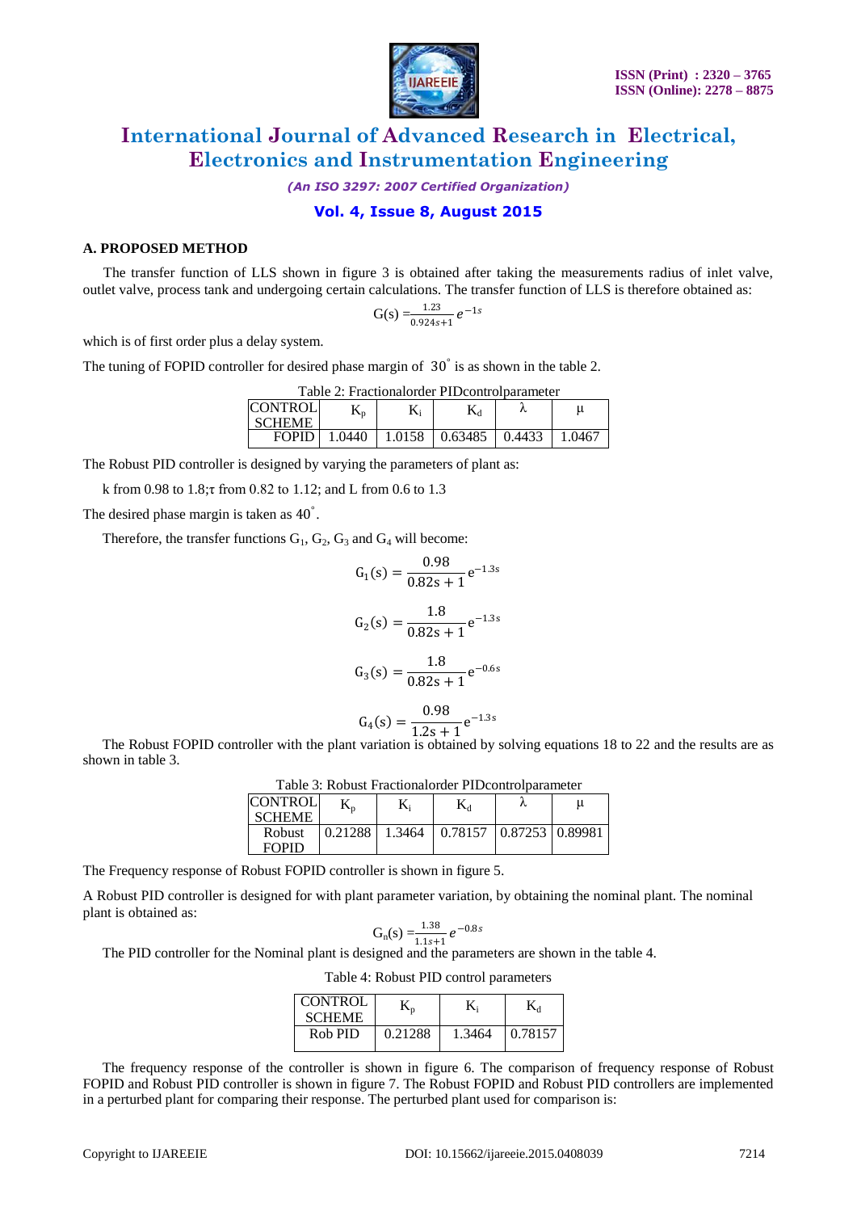### A. PROPOSED METHOD

The transfer function of LLS shown in figure 3 is obtained after taking the measurements radius of inlet valve, outlet valve, process tank and undergoing certain calculations. The transfer function of LLS is therefore obtained as:

$$G(s) = \frac{1.23}{0.924s+1} e^{-1s}$$

which is of first order plus a delay system.

The tuning of FOPID controller for desired phase margin of $30^{\circ}$ is as shown in the table 2.

Table 2: Fractionalorder PIDcontrolparameter

| CONTROL SCHEME | $K_p$ | $K_i$ | $K_d$ | $\lambda$ | $\mu$ |
|---|---|---|---|---|---|
| FOPID | 1.0440 | 1.0158 | 0.63485 | 0.4433 | 1.0467 |

The Robust PID controller is designed by varying the parameters of plant as:

k from 0.98 to 1.8;τ from 0.82 to 1.12; and L from 0.6 to 1.3

The desired phase margin is taken as $40^{\circ}$.

Therefore, the transfer functions $G_1$, $G_2$, $G_3$ and $G_4$ will become:

$$G_1(s) = \frac{0.98}{0.82s+1} e^{-1.3s}$$

$$G_2(s) = \frac{1.8}{0.82s+1} e^{-1.3s}$$

$$G_3(s) = \frac{1.8}{0.82s+1} e^{-0.6s}$$

$$G_4(s) = \frac{0.98}{1.2s+1} e^{-1.3s}$$

The Robust FOPID controller with the plant variation is obtained by solving equations 18 to 22 and the results are as shown in table 3.

Table 3: Robust Fractionalorder PIDcontrolparameter

| CONTROL SCHEME | $K_p$ | $K_i$ | $K_d$ | $\lambda$ | $\mu$ |
|---|---|---|---|---|---|
| Robust FOPID | 0.21288 | 1.3464 | 0.78157 | 0.87253 | 0.89981 |

The Frequency response of Robust FOPID controller is shown in figure 5.

A Robust PID controller is designed for with plant parameter variation, by obtaining the nominal plant. The nominal plant is obtained as:

$$G_n(s) = \frac{1.38}{1.1s+1} e^{-0.8s}$$

The PID controller for the Nominal plant is designed and the parameters are shown in the table 4.

Table 4: Robust PID control parameters

| CONTROL SCHEME | $K_p$ | $K_i$ | $K_d$ |
|---|---|---|---|
| Rob PID | 0.21288 | 1.3464 | 0.78157 |

The frequency response of the controller is shown in figure 6. The comparison of frequency response of Robust FOPID and Robust PID controller is shown in figure 7. The Robust FOPID and Robust PID controllers are implemented in a perturbed plant for comparing their response. The perturbed plant used for comparison is: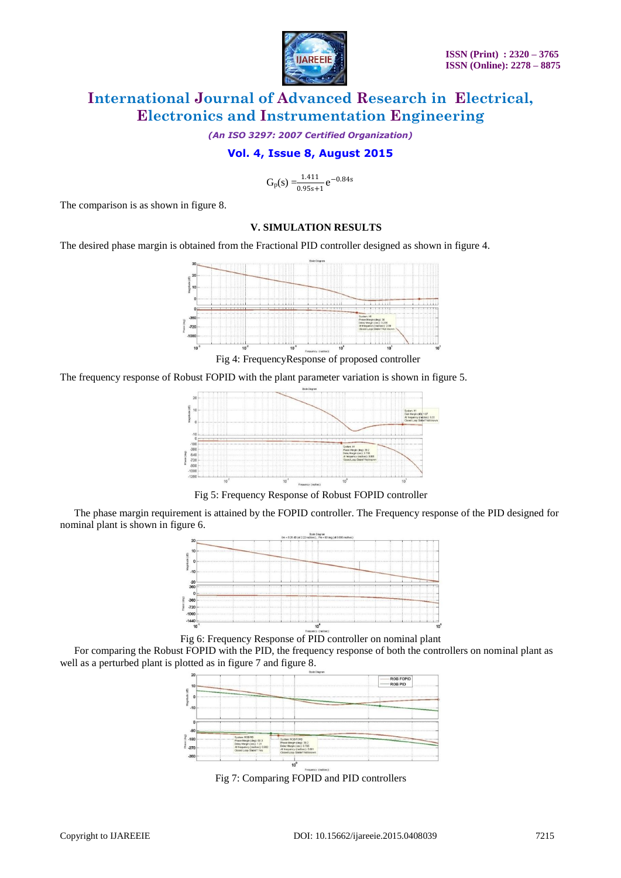$$G_p(s) = \frac{1.411}{0.95s+1} e^{-0.84s}$$

The comparison is as shown in figure 8.

## V. SIMULATION RESULTS

The desired phase margin is obtained from the Fractional PID controller designed as shown in figure 4.

Fig 4: FrequencyResponse of proposed controller

The frequency response of Robust FOPID with the plant parameter variation is shown in figure 5.

Fig 5: Frequency Response of Robust FOPID controller

The phase margin requirement is attained by the FOPID controller. The Frequency response of the PID designed for nominal plant is shown in figure 6.

Fig 6: Frequency Response of PID controller on nominal plant

For comparing the Robust FOPID with the PID, the frequency response of both the controllers on nominal plant as well as a perturbed plant is plotted as in figure 7 and figure 8.

Fig 7: Comparing FOPID and PID controllers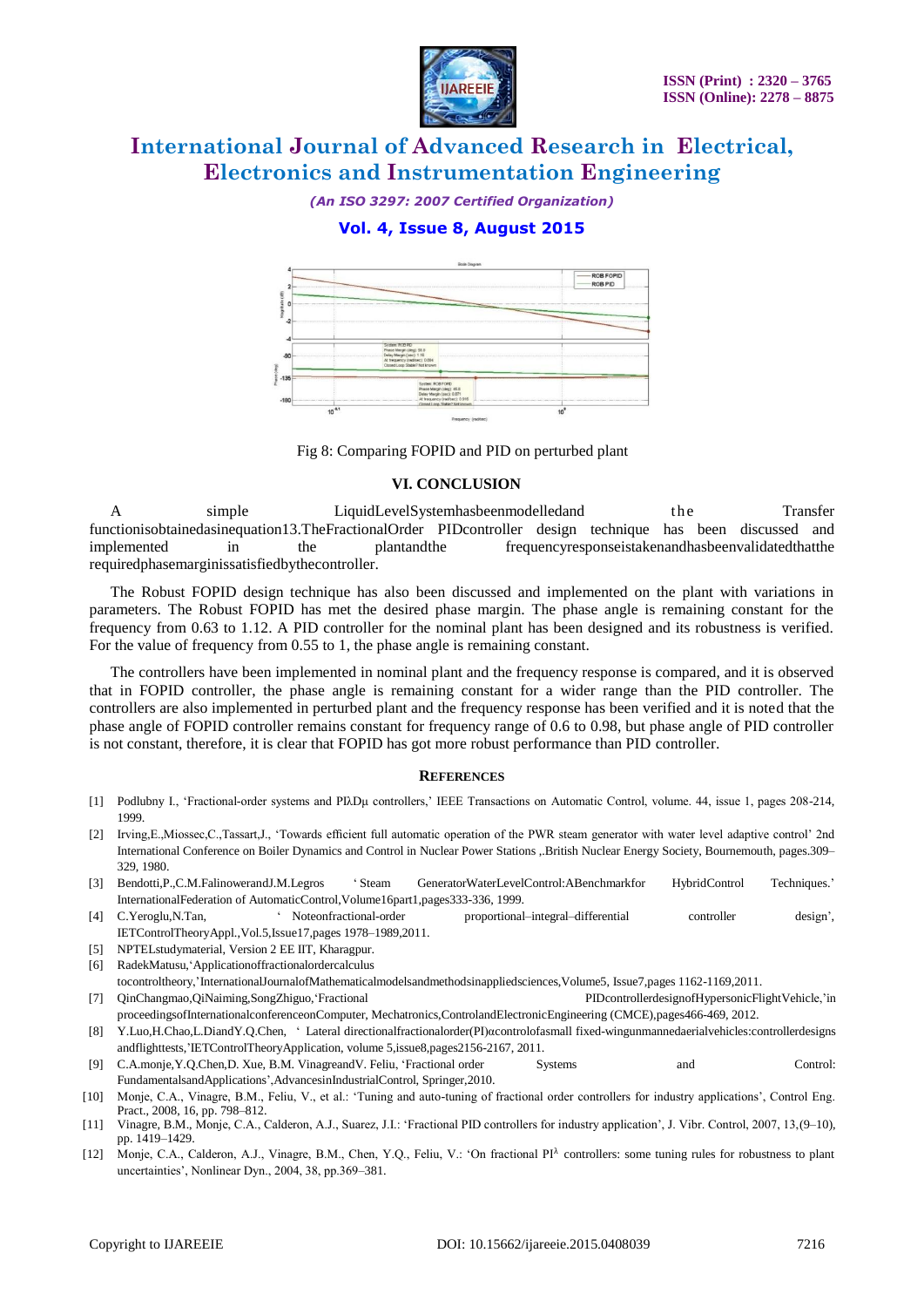Bode Diagram

ROB FOPID

ROB PID

System: ROB PID
Phase Margin (deg): 56.9
Delay Margin (sec): 1.16
At frequency (rad/sec): 0.854
Closed Loop Stable? Not known

System: ROB FOPID
Phase Margin (deg): 46.9
Delay Margin (sec): 0.871
At frequency (rad/sec): 0.916
Closed Loop Stable? Not known

Frequency (rad/sec)

Fig 8: Comparing FOPID and PID on perturbed plant

## VI. CONCLUSION

A simple LiquidLevelSystemhasbeenmodelledand the Transfer functionisobtainedasinequation13.TheFractionalOrder PIDcontroller design technique has been discussed and implemented in the plantandthe frequencyresponseistakenandhasbeenvalidatedthatthe requiredphasemarginissatisfiedbythecontroller.

The Robust FOPID design technique has also been discussed and implemented on the plant with variations in parameters. The Robust FOPID has met the desired phase margin. The phase angle is remaining constant for the frequency from 0.63 to 1.12. A PID controller for the nominal plant has been designed and its robustness is verified. For the value of frequency from 0.55 to 1, the phase angle is remaining constant.

The controllers have been implemented in nominal plant and the frequency response is compared, and it is observed that in FOPID controller, the phase angle is remaining constant for a wider range than the PID controller. The controllers are also implemented in perturbed plant and the frequency response has been verified and it is noted that the phase angle of FOPID controller remains constant for frequency range of 0.6 to 0.98, but phase angle of PID controller is not constant, therefore, it is clear that FOPID has got more robust performance than PID controller.

## REFERENCES

[1] Podlubny I., 'Fractional-order systems and PIλDμ controllers,' IEEE Transactions on Automatic Control, volume. 44, issue 1, pages 208-214, 1999.

[2] Irving,E.,Miossec,C.,Tassart,J., 'Towards efficient full automatic operation of the PWR steam generator with water level adaptive control' 2nd International Conference on Boiler Dynamics and Control in Nuclear Power Stations ,.British Nuclear Energy Society, Bournemouth, pages.309–329, 1980.

[3] Bendotti,P.,C.M.FalinowerandJ.M.Legros 'Steam GeneratorWaterLevelControl:ABenchmarkfor HybridControl Techniques.' InternationalFederation of AutomaticControl,Volume16part1,pages333-336, 1999.

[4] C.Yeroglu,N.Tan, ' Noteonfractional-order proportional–integral–differential controller design', IETControlTheoryAppl.,Vol.5,Issue17,pages 1978–1989,2011.

[5] NPTELstudymaterial, Version 2 EE IIT, Kharagpur.

[6] RadekMatusu,'Applicationoffractionalordercalculus tocontroltheory,'InternationalJournalofMathematicalmodelsandmethodsinappliedsciences,Volume5, Issue7,pages 1162-1169,2011.

[7] QinChangmao,QiNaiming,SongZhiguo,'Fractional PIDcontrollerdesignofHypersonicFlightVehicle,'in proceedingsofInternationalconferenceonComputer, Mechatronics,ControlandElectronicEngineering (CMCE),pages466-469, 2012.

[8] Y.Luo,H.Chao,L.DiandY.Q.Chen, ' Lateral directionalfractionalorder(PI)αcontrolofasmall fixed-wingunmannedaerialvehicles:controllerdesigns andflighttests,'IETControlTheoryApplication, volume 5,issue8,pages2156-2167, 2011.

[9] C.A.monje,Y.Q.Chen,D. Xue, B.M. VinagreandV. Feliu, 'Fractional order Systems and Control: FundamentalsandApplications',AdvancesinIndustrialControl, Springer,2010.

[10] Monje, C.A., Vinagre, B.M., Feliu, V., et al.: 'Tuning and auto-tuning of fractional order controllers for industry applications', Control Eng. Pract., 2008, 16, pp. 798–812.

[11] Vinagre, B.M., Monje, C.A., Calderon, A.J., Suarez, J.I.: 'Fractional PID controllers for industry application', J. Vibr. Control, 2007, 13,(9–10), pp. 1419–1429.

[12] Monje, C.A., Calderon, A.J., Vinagre, B.M., Chen, Y.Q., Feliu, V.: 'On fractional $PI^{\lambda}$ controllers: some tuning rules for robustness to plant uncertainties', Nonlinear Dyn., 2004, 38, pp.369–381.